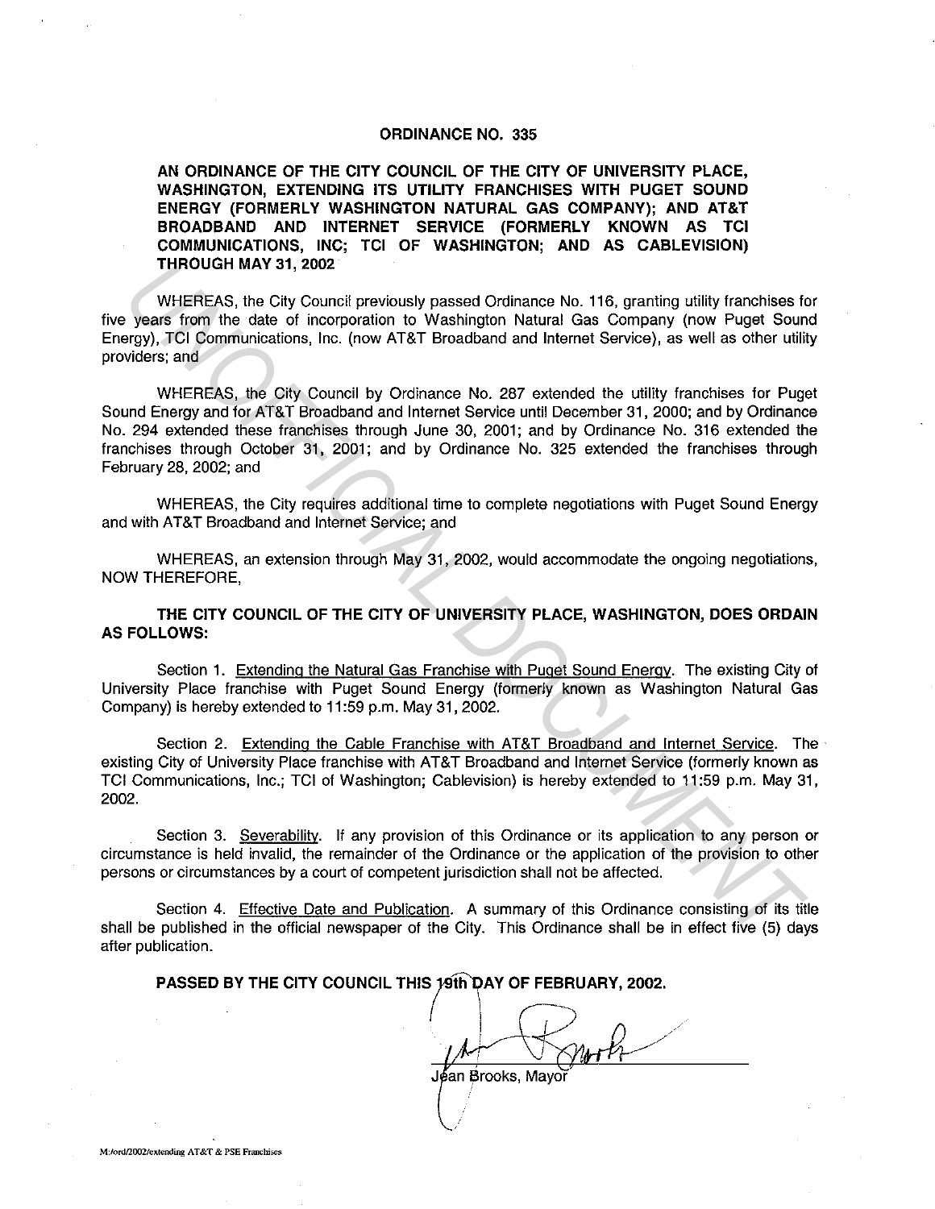# ORDINANCE NO. 335

**AN ORDINANCE OF THE CITY COUNCIL OF THE CITY OF UNIVERSITY PLACE, WASHINGTON, EXTENDING ITS UTILITY FRANCHISES WITH PUGET SOUND ENERGY (FORMERLY WASHINGTON NATURAL GAS COMPANY); AND AT&T BROADBAND AND INTERNET SERVICE (FORMERLY KNOWN AS TCI COMMUNICATIONS, INC; TCI OF WASHINGTON; AND AS CABLEVISION) THROUGH MAY 31, 2002**

WHEREAS, the City Council previously passed Ordinance No. 116, granting utility franchises for five years from the date of incorporation to Washington Natural Gas Company (now Puget Sound Energy), TCI Communications, Inc. (now AT&T Broadband and Internet Service), as well as other utility providers; and

WHEREAS, the City Council by Ordinance No. 287 extended the utility franchises for Puget Sound Energy and for AT&T Broadband and Internet Service until December 31, 2000; and by Ordinance No. 294 extended these franchises through June 30, 2001; and by Ordinance No. 316 extended the franchises through October 31, 2001; and by Ordinance No. 325 extended the franchises through February 28, 2002; and

WHEREAS, the City requires additional time to complete negotiations with Puget Sound Energy and with AT&T Broadband and Internet Service; and

WHEREAS, an extension through May 31, 2002, would accommodate the ongoing negotiations, NOW THEREFORE,

**THE CITY COUNCIL OF THE CITY OF UNIVERSITY PLACE, WASHINGTON, DOES ORDAIN AS FOLLOWS:**

Section 1. Extending the Natural Gas Franchise with Puget Sound Energy. The existing City of University Place franchise with Puget Sound Energy (formerly known as Washington Natural Gas Company) is hereby extended to 11:59 p.m. May 31, 2002.

Section 2. Extending the Cable Franchise with AT&T Broadband and Internet Service. The existing City of University Place franchise with AT&T Broadband and Internet Service (formerly known as TCI Communications, Inc.; TCI of Washington; Cablevision) is hereby extended to 11:59 p.m. May 31, 2002.

Section 3. Severability. If any provision of this Ordinance or its application to any person or circumstance is held invalid, the remainder of the Ordinance or the application of the provision to other persons or circumstances by a court of competent jurisdiction shall not be affected.

Section 4. Effective Date and Publication. A summary of this Ordinance consisting of its title shall be published in the official newspaper of the City. This Ordinance shall be in effect five (5) days after publication.

**PASSED BY THE CITY COUNCIL THIS 19th DAY OF FEBRUARY, 2002.**

Jean Brooks, Mayor

M:/ord/2002/extending AT&T & PSE Franchises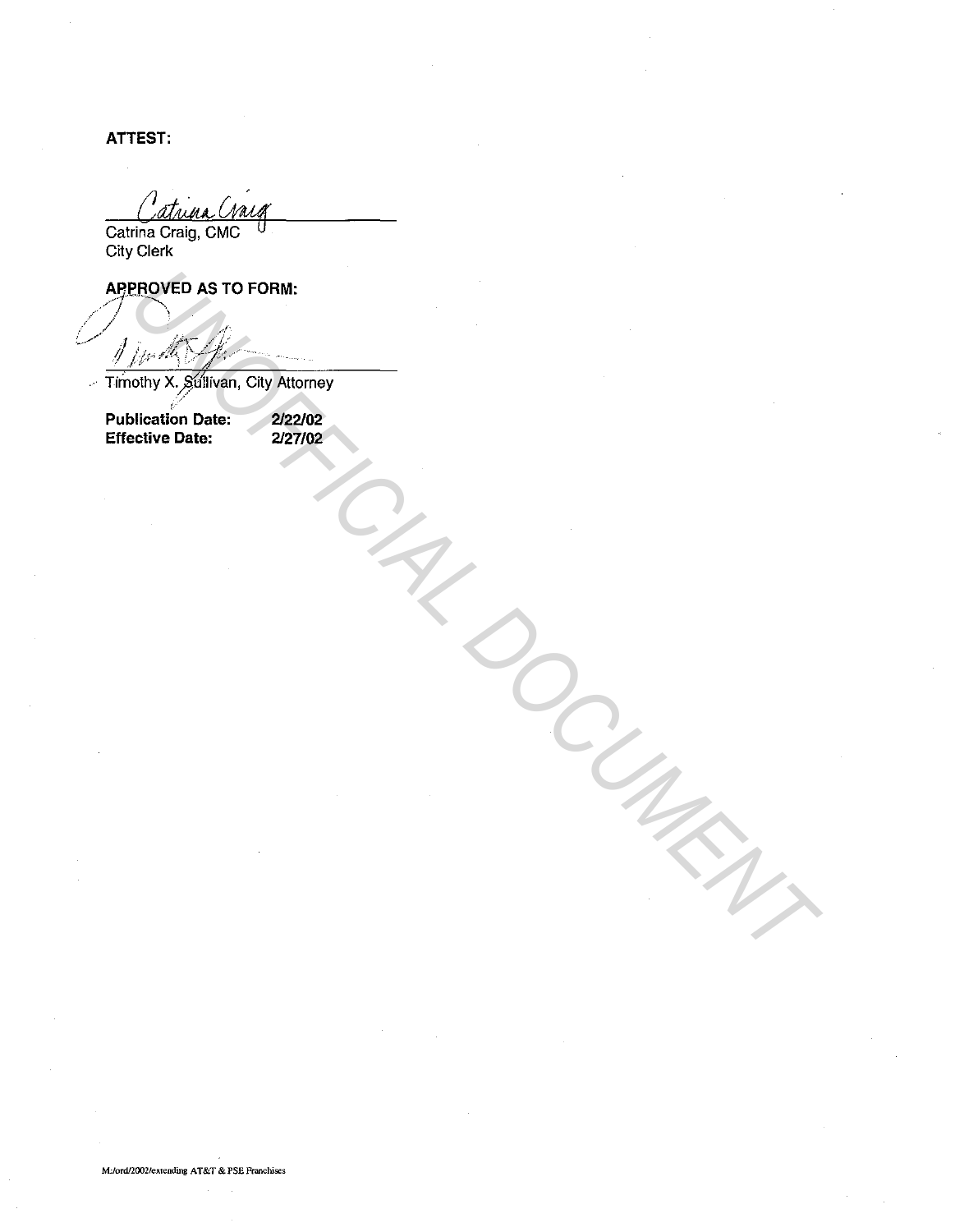**ATTEST:**

Catrina Craig, CMC
City Clerk

**APPROVED AS TO FORM:**

Timothy X. Sullivan, City Attorney

| | |
|---|---|
| **Publication Date:** | **2/22/02** |
| **Effective Date:** | **2/27/02** |

UNOFFICIAL DOCUMENT

M:/ord/2002/extending AT&T & PSE Franchises